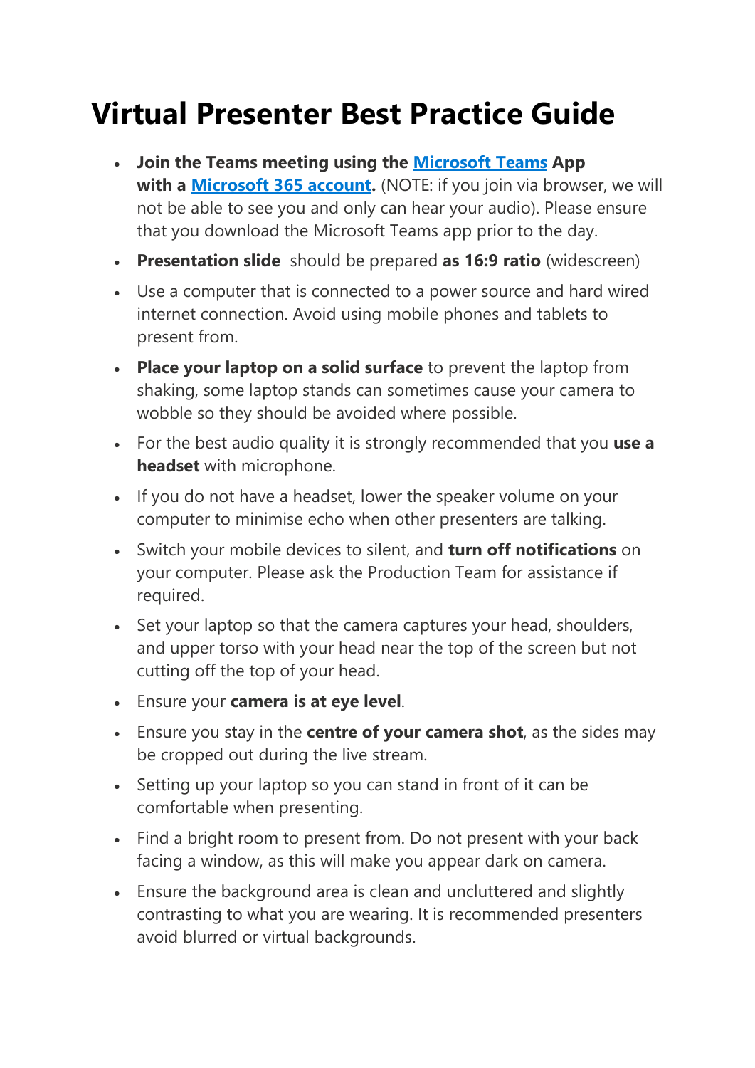# Virtual Presenter Best Practice Guide

- **Join the Teams meeting using the Microsoft Teams App with a Microsoft 365 account.** (NOTE: if you join via browser, we will not be able to see you and only can hear your audio). Please ensure that you download the Microsoft Teams app prior to the day.
- **Presentation slide** should be prepared **as 16:9 ratio** (widescreen)
- Use a computer that is connected to a power source and hard wired internet connection. Avoid using mobile phones and tablets to present from.
- **Place your laptop on a solid surface** to prevent the laptop from shaking, some laptop stands can sometimes cause your camera to wobble so they should be avoided where possible.
- For the best audio quality it is strongly recommended that you **use a headset** with microphone.
- If you do not have a headset, lower the speaker volume on your computer to minimise echo when other presenters are talking.
- Switch your mobile devices to silent, and **turn off notifications** on your computer. Please ask the Production Team for assistance if required.
- Set your laptop so that the camera captures your head, shoulders, and upper torso with your head near the top of the screen but not cutting off the top of your head.
- Ensure your **camera is at eye level**.
- Ensure you stay in the **centre of your camera shot**, as the sides may be cropped out during the live stream.
- Setting up your laptop so you can stand in front of it can be comfortable when presenting.
- Find a bright room to present from. Do not present with your back facing a window, as this will make you appear dark on camera.
- Ensure the background area is clean and uncluttered and slightly contrasting to what you are wearing. It is recommended presenters avoid blurred or virtual backgrounds.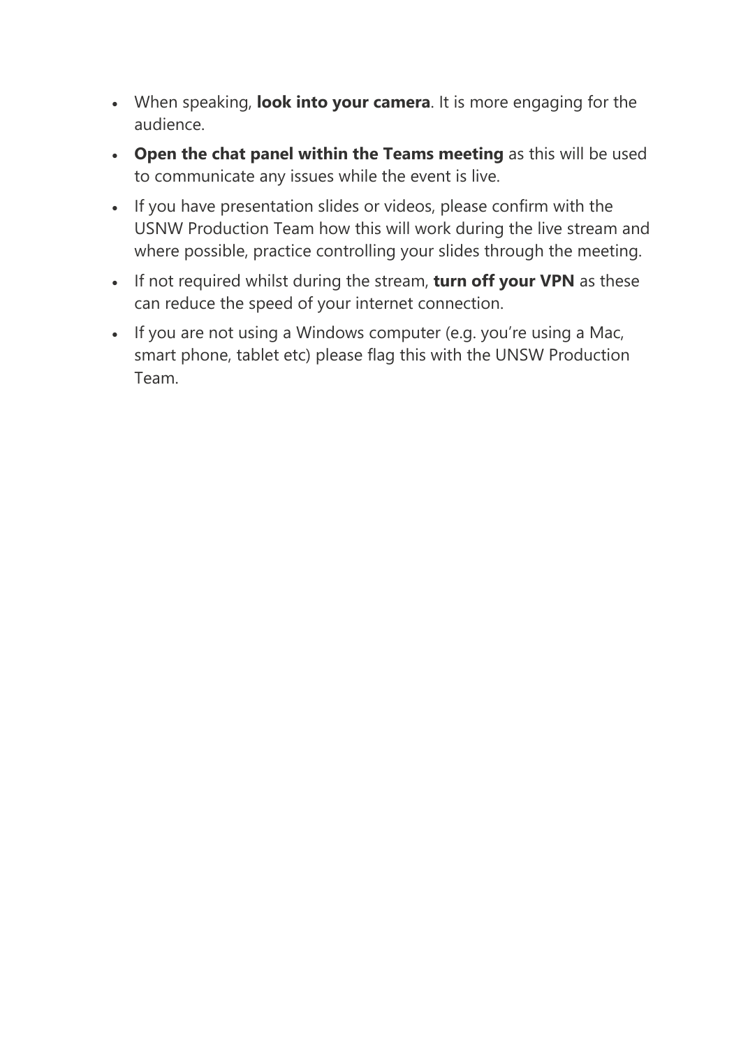- When speaking, **look into your camera**. It is more engaging for the audience.
- **Open the chat panel within the Teams meeting** as this will be used to communicate any issues while the event is live.
- If you have presentation slides or videos, please confirm with the USNW Production Team how this will work during the live stream and where possible, practice controlling your slides through the meeting.
- If not required whilst during the stream, **turn off your VPN** as these can reduce the speed of your internet connection.
- If you are not using a Windows computer (e.g. you're using a Mac, smart phone, tablet etc) please flag this with the UNSW Production Team.